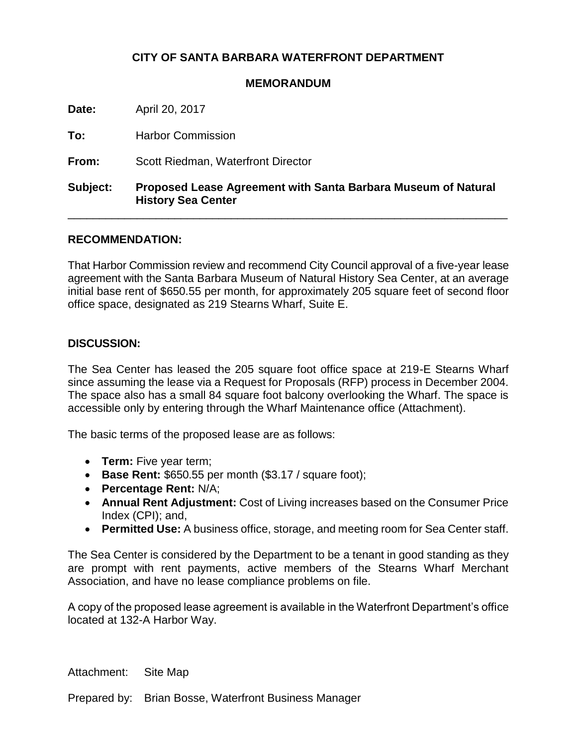**CITY OF SANTA BARBARA WATERFRONT DEPARTMENT**

**MEMORANDUM**

**Date:** April 20, 2017

**To:** Harbor Commission

**From:** Scott Riedman, Waterfront Director

**Subject:** **Proposed Lease Agreement with Santa Barbara Museum of Natural History Sea Center**

---

## RECOMMENDATION:

That Harbor Commission review and recommend City Council approval of a five-year lease agreement with the Santa Barbara Museum of Natural History Sea Center, at an average initial base rent of $650.55 per month, for approximately 205 square feet of second floor office space, designated as 219 Stearns Wharf, Suite E.

## DISCUSSION:

The Sea Center has leased the 205 square foot office space at 219-E Stearns Wharf since assuming the lease via a Request for Proposals (RFP) process in December 2004. The space also has a small 84 square foot balcony overlooking the Wharf. The space is accessible only by entering through the Wharf Maintenance office (Attachment).

The basic terms of the proposed lease are as follows:

- **Term:** Five year term;
- **Base Rent:** $650.55 per month ($3.17 / square foot);
- **Percentage Rent:** N/A;
- **Annual Rent Adjustment:** Cost of Living increases based on the Consumer Price Index (CPI); and,
- **Permitted Use:** A business office, storage, and meeting room for Sea Center staff.

The Sea Center is considered by the Department to be a tenant in good standing as they are prompt with rent payments, active members of the Stearns Wharf Merchant Association, and have no lease compliance problems on file.

A copy of the proposed lease agreement is available in the Waterfront Department's office located at 132-A Harbor Way.

Attachment: Site Map

Prepared by: Brian Bosse, Waterfront Business Manager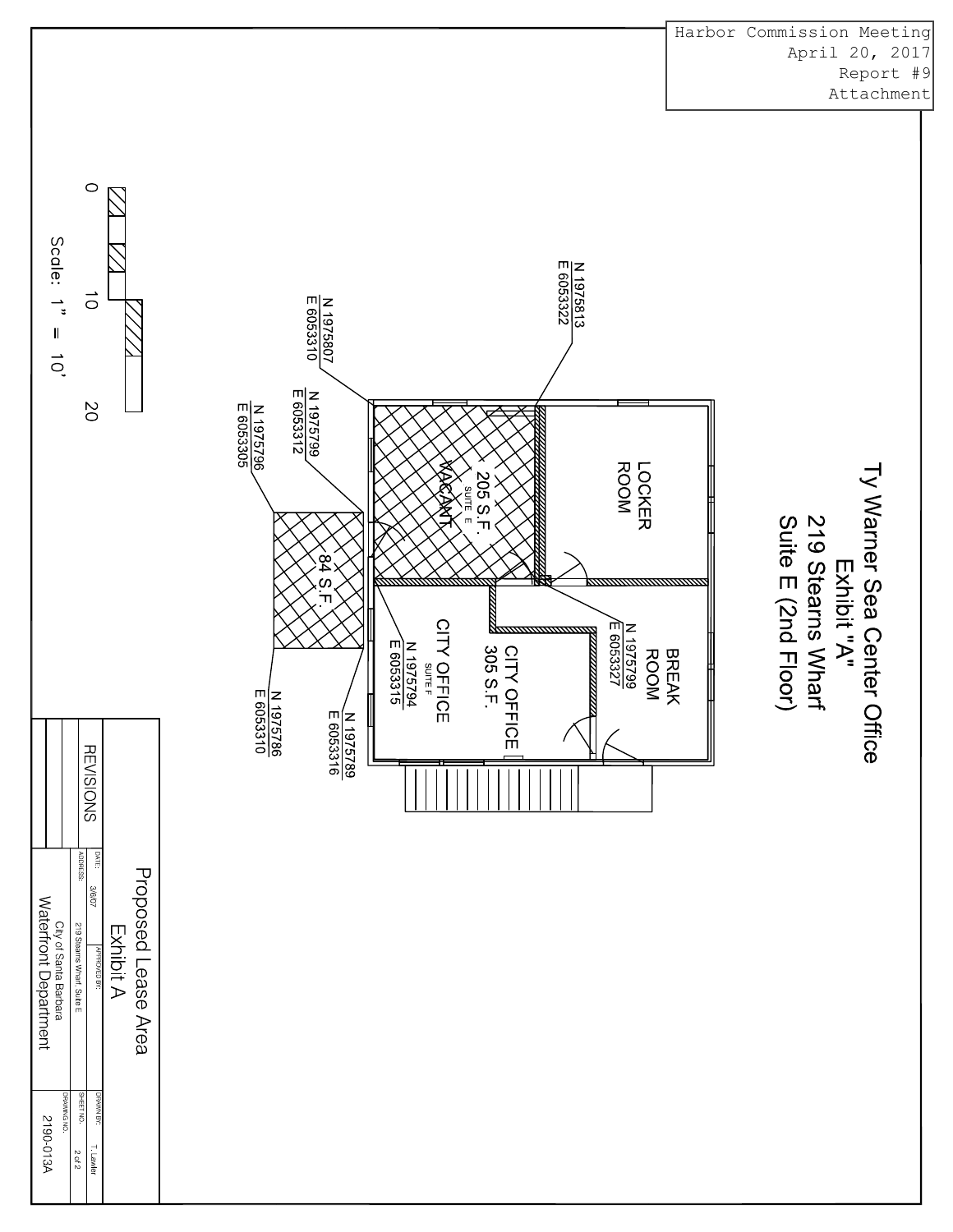Harbor Commission Meeting
April 20, 2017
Report #9
Attachment

# Ty Warner Sea Center Office
## Exhibit "A"
## 219 Stearns Wharf
## Suite E (2nd Floor)

LOCKER ROOM

BREAK ROOM

205 S.F.
SUITE E
VACANT

CITY OFFICE
305 S.F.
CITY OFFICE
SUITE F

84 S.F.

N 1975813
E 6053322

N 1975807
E 6053310

N 1975799
E 6053312

N 1975796
E 6053305

N 1975799
E 6053327

N 1975794
E 6053315

N 1975789
E 6053316

N 1975786
E 6053310

0 10 20

Scale: 1" = 10'

Proposed Lease Area
Exhibit A

| | | |
|---|---|---|
| DATE: 3/6/07 | APPROVED BY: | DRAWN BY: T. Lawler |
| ADDRESS: 219 Stearns Wharf, Suite E | | SHEET NO. 2 of 2 |
| City of Santa Barbara Waterfront Department | | DRAWING NO. 2190-013A |

REVISIONS